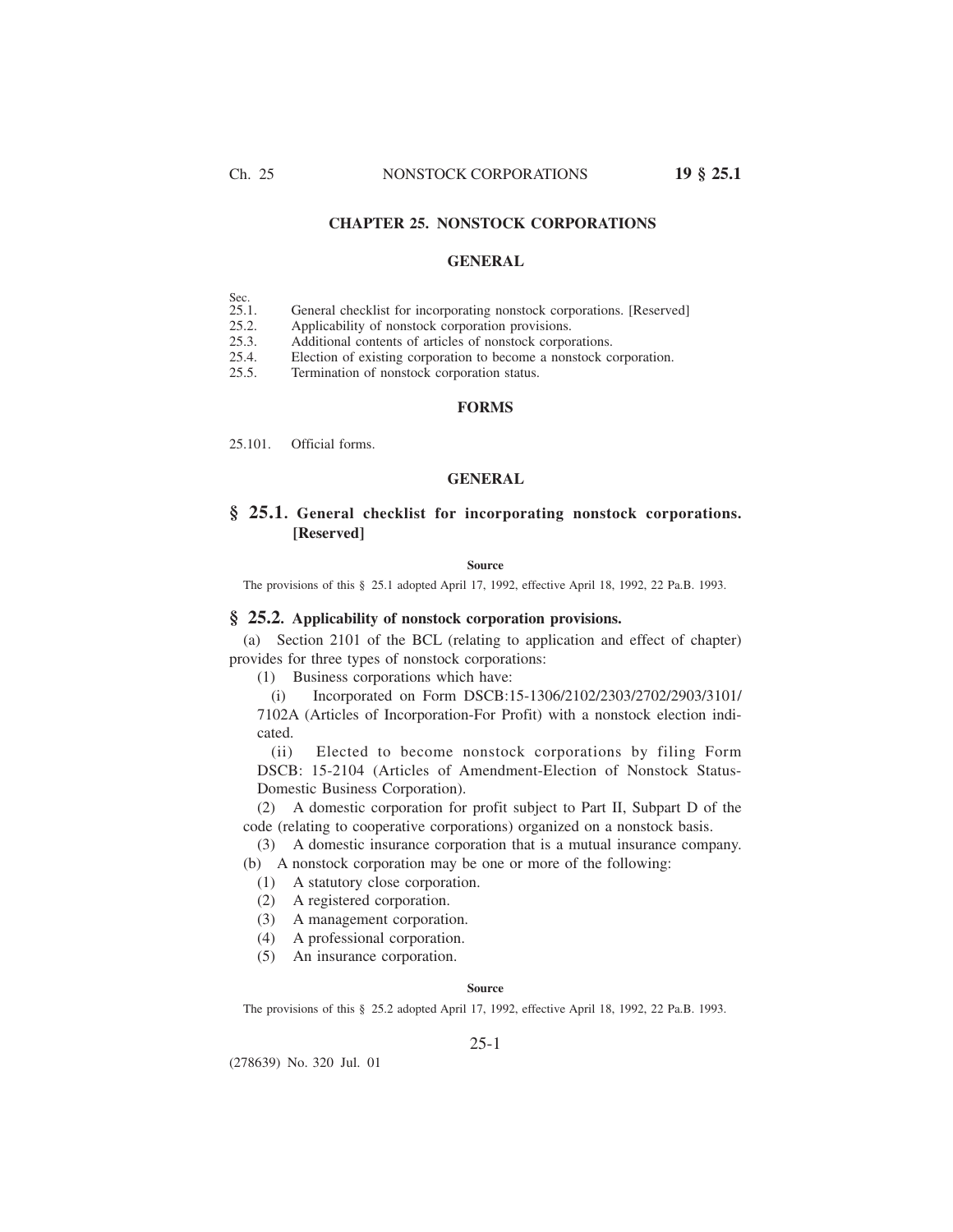# CHAPTER 25. NONSTOCK CORPORATIONS

## GENERAL

Sec.
25.1. General checklist for incorporating nonstock corporations. [Reserved]
25.2. Applicability of nonstock corporation provisions.
25.3. Additional contents of articles of nonstock corporations.
25.4. Election of existing corporation to become a nonstock corporation.
25.5. Termination of nonstock corporation status.

## FORMS

25.101. Official forms.

## GENERAL

### § 25.1. General checklist for incorporating nonstock corporations. [Reserved]

**Source**

The provisions of this § 25.1 adopted April 17, 1992, effective April 18, 1992, 22 Pa.B. 1993.

### § 25.2. Applicability of nonstock corporation provisions.

(a) Section 2101 of the BCL (relating to application and effect of chapter) provides for three types of nonstock corporations:

(1) Business corporations which have:

(i) Incorporated on Form DSCB:15-1306/2102/2303/2702/2903/3101/7102A (Articles of Incorporation-For Profit) with a nonstock election indicated.

(ii) Elected to become nonstock corporations by filing Form DSCB: 15-2104 (Articles of Amendment-Election of Nonstock Status-Domestic Business Corporation).

(2) A domestic corporation for profit subject to Part II, Subpart D of the code (relating to cooperative corporations) organized on a nonstock basis.

(3) A domestic insurance corporation that is a mutual insurance company.

(b) A nonstock corporation may be one or more of the following:

(1) A statutory close corporation.

(2) A registered corporation.

(3) A management corporation.

(4) A professional corporation.

(5) An insurance corporation.

**Source**

The provisions of this § 25.2 adopted April 17, 1992, effective April 18, 1992, 22 Pa.B. 1993.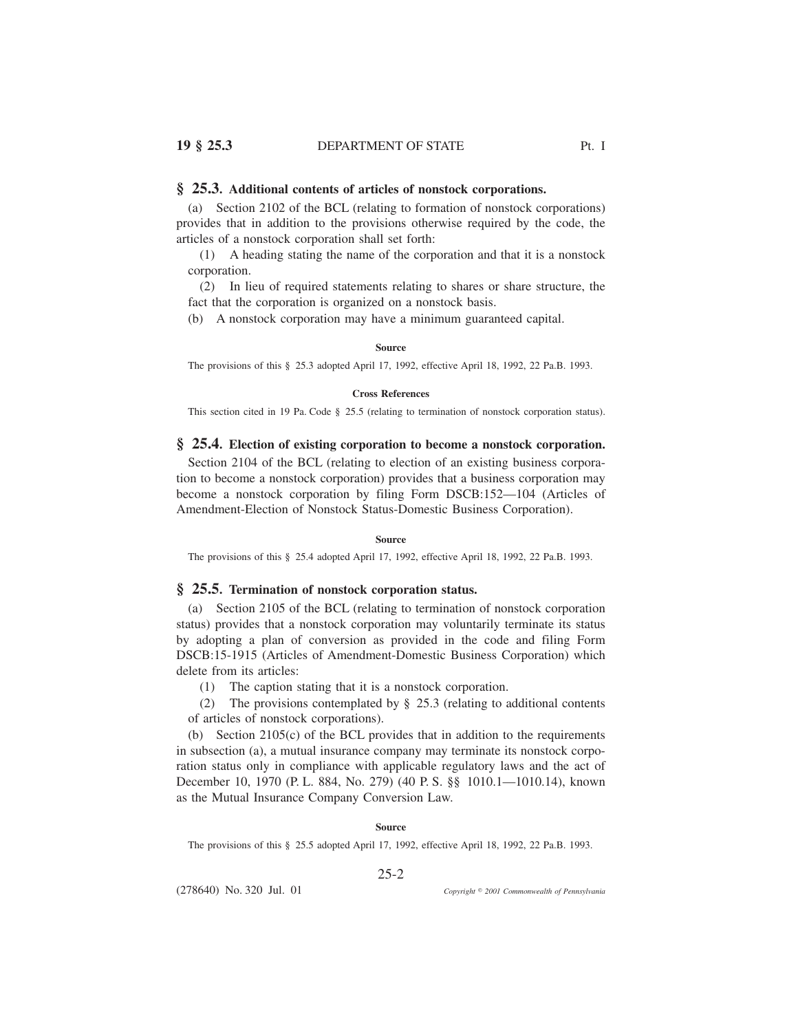## § 25.3. Additional contents of articles of nonstock corporations.

(a) Section 2102 of the BCL (relating to formation of nonstock corporations) provides that in addition to the provisions otherwise required by the code, the articles of a nonstock corporation shall set forth:

(1) A heading stating the name of the corporation and that it is a nonstock corporation.

(2) In lieu of required statements relating to shares or share structure, the fact that the corporation is organized on a nonstock basis.

(b) A nonstock corporation may have a minimum guaranteed capital.

#### Source

The provisions of this § 25.3 adopted April 17, 1992, effective April 18, 1992, 22 Pa.B. 1993.

#### Cross References

This section cited in 19 Pa. Code § 25.5 (relating to termination of nonstock corporation status).

## § 25.4. Election of existing corporation to become a nonstock corporation.

Section 2104 of the BCL (relating to election of an existing business corporation to become a nonstock corporation) provides that a business corporation may become a nonstock corporation by filing Form DSCB:152—104 (Articles of Amendment-Election of Nonstock Status-Domestic Business Corporation).

#### Source

The provisions of this § 25.4 adopted April 17, 1992, effective April 18, 1992, 22 Pa.B. 1993.

## § 25.5. Termination of nonstock corporation status.

(a) Section 2105 of the BCL (relating to termination of nonstock corporation status) provides that a nonstock corporation may voluntarily terminate its status by adopting a plan of conversion as provided in the code and filing Form DSCB:15-1915 (Articles of Amendment-Domestic Business Corporation) which delete from its articles:

(1) The caption stating that it is a nonstock corporation.

(2) The provisions contemplated by § 25.3 (relating to additional contents of articles of nonstock corporations).

(b) Section 2105(c) of the BCL provides that in addition to the requirements in subsection (a), a mutual insurance company may terminate its nonstock corporation status only in compliance with applicable regulatory laws and the act of December 10, 1970 (P. L. 884, No. 279) (40 P. S. §§ 1010.1—1010.14), known as the Mutual Insurance Company Conversion Law.

#### Source

The provisions of this § 25.5 adopted April 17, 1992, effective April 18, 1992, 22 Pa.B. 1993.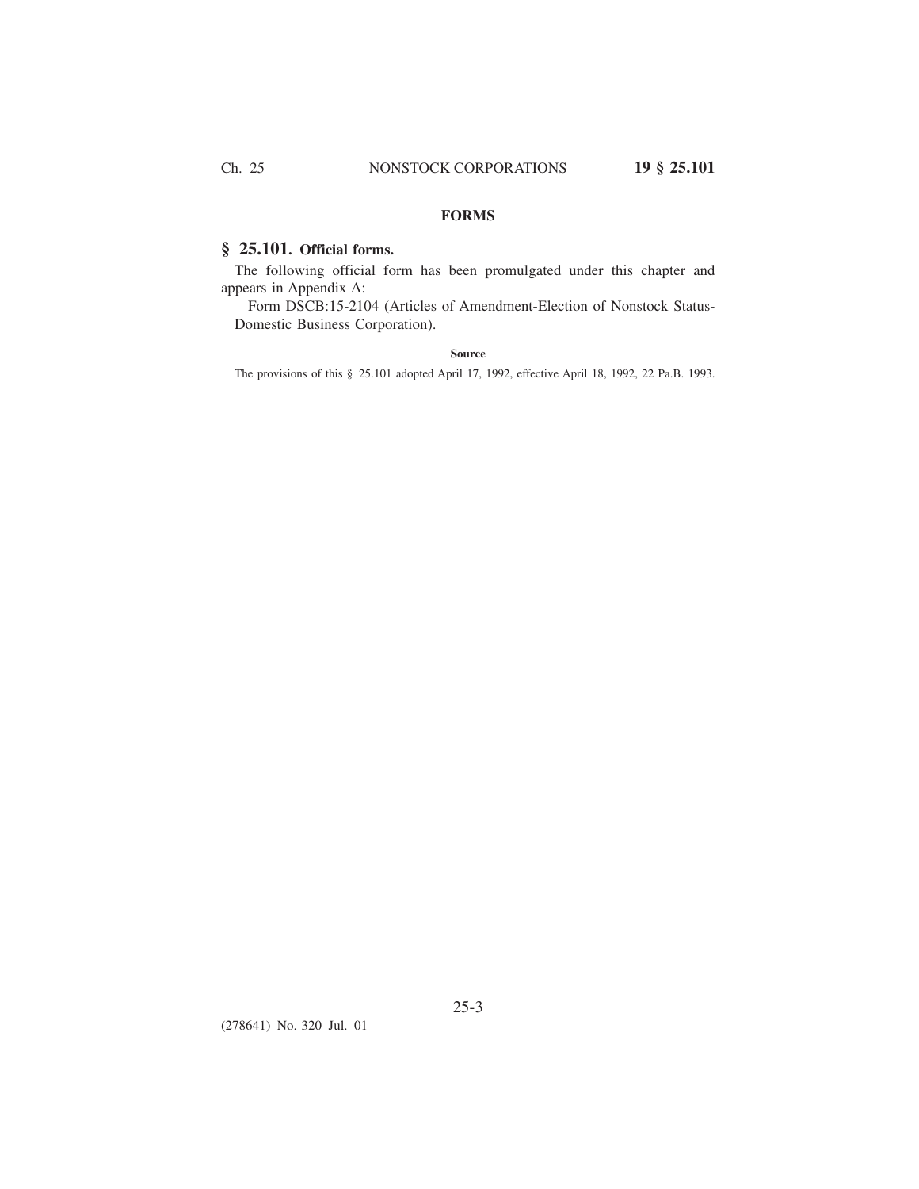## FORMS

### § 25.101. Official forms.

The following official form has been promulgated under this chapter and appears in Appendix A:

Form DSCB:15-2104 (Articles of Amendment-Election of Nonstock Status-Domestic Business Corporation).

**Source**

The provisions of this § 25.101 adopted April 17, 1992, effective April 18, 1992, 22 Pa.B. 1993.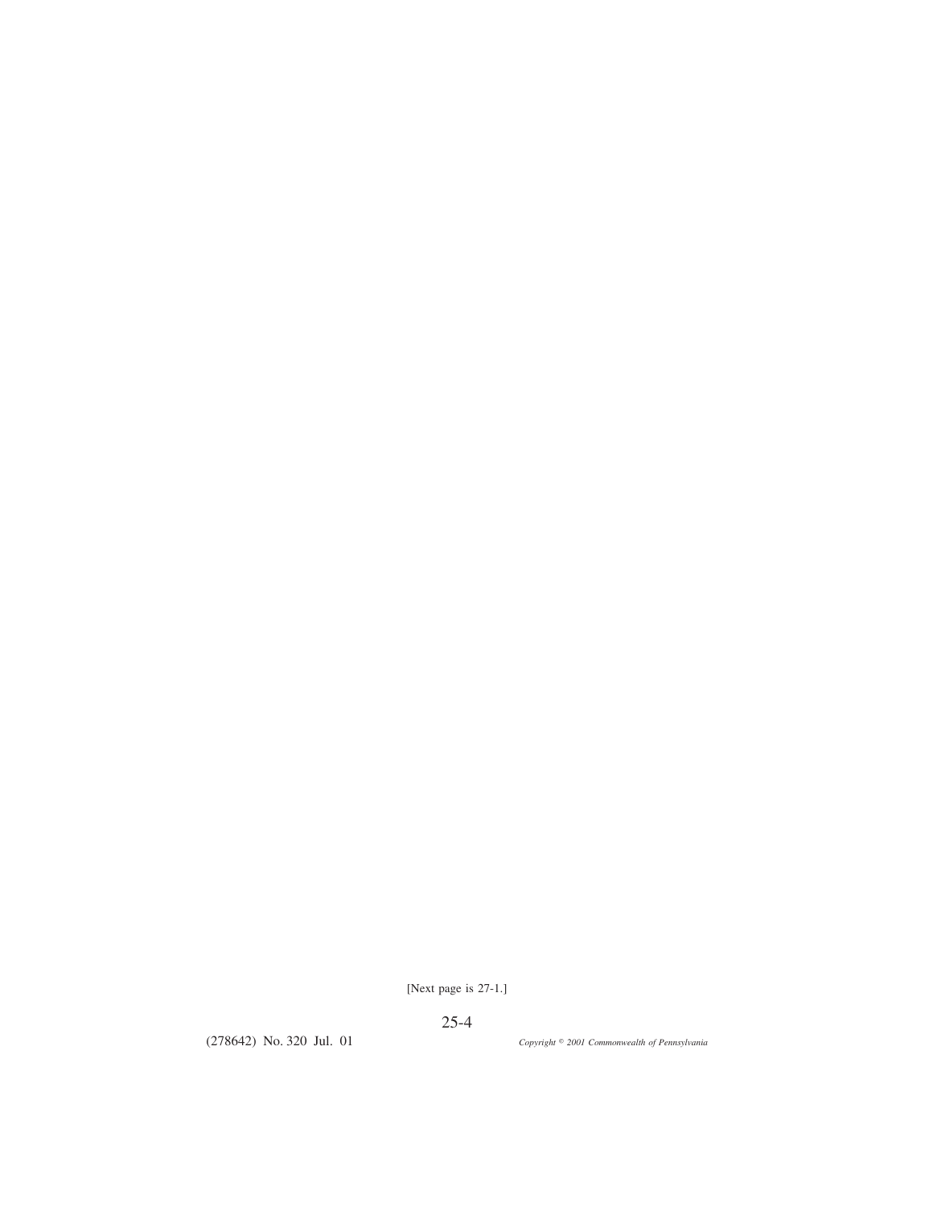[Next page is 27-1.]